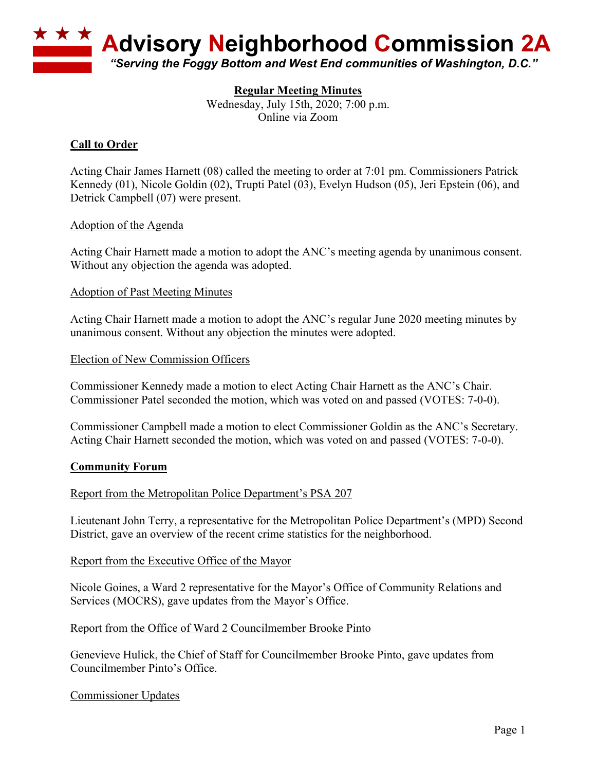# Advisory Neighborhood Commission 2A

*"Serving the Foggy Bottom and West End communities of Washington, D.C."*

**Regular Meeting Minutes**

Wednesday, July 15th, 2020; 7:00 p.m.
Online via Zoom

## Call to Order

Acting Chair James Harnett (08) called the meeting to order at 7:01 pm. Commissioners Patrick Kennedy (01), Nicole Goldin (02), Trupti Patel (03), Evelyn Hudson (05), Jeri Epstein (06), and Detrick Campbell (07) were present.

### Adoption of the Agenda

Acting Chair Harnett made a motion to adopt the ANC's meeting agenda by unanimous consent. Without any objection the agenda was adopted.

### Adoption of Past Meeting Minutes

Acting Chair Harnett made a motion to adopt the ANC's regular June 2020 meeting minutes by unanimous consent. Without any objection the minutes were adopted.

### Election of New Commission Officers

Commissioner Kennedy made a motion to elect Acting Chair Harnett as the ANC's Chair. Commissioner Patel seconded the motion, which was voted on and passed (VOTES: 7-0-0).

Commissioner Campbell made a motion to elect Commissioner Goldin as the ANC's Secretary. Acting Chair Harnett seconded the motion, which was voted on and passed (VOTES: 7-0-0).

## Community Forum

### Report from the Metropolitan Police Department's PSA 207

Lieutenant John Terry, a representative for the Metropolitan Police Department's (MPD) Second District, gave an overview of the recent crime statistics for the neighborhood.

### Report from the Executive Office of the Mayor

Nicole Goines, a Ward 2 representative for the Mayor's Office of Community Relations and Services (MOCRS), gave updates from the Mayor's Office.

### Report from the Office of Ward 2 Councilmember Brooke Pinto

Genevieve Hulick, the Chief of Staff for Councilmember Brooke Pinto, gave updates from Councilmember Pinto's Office.

### Commissioner Updates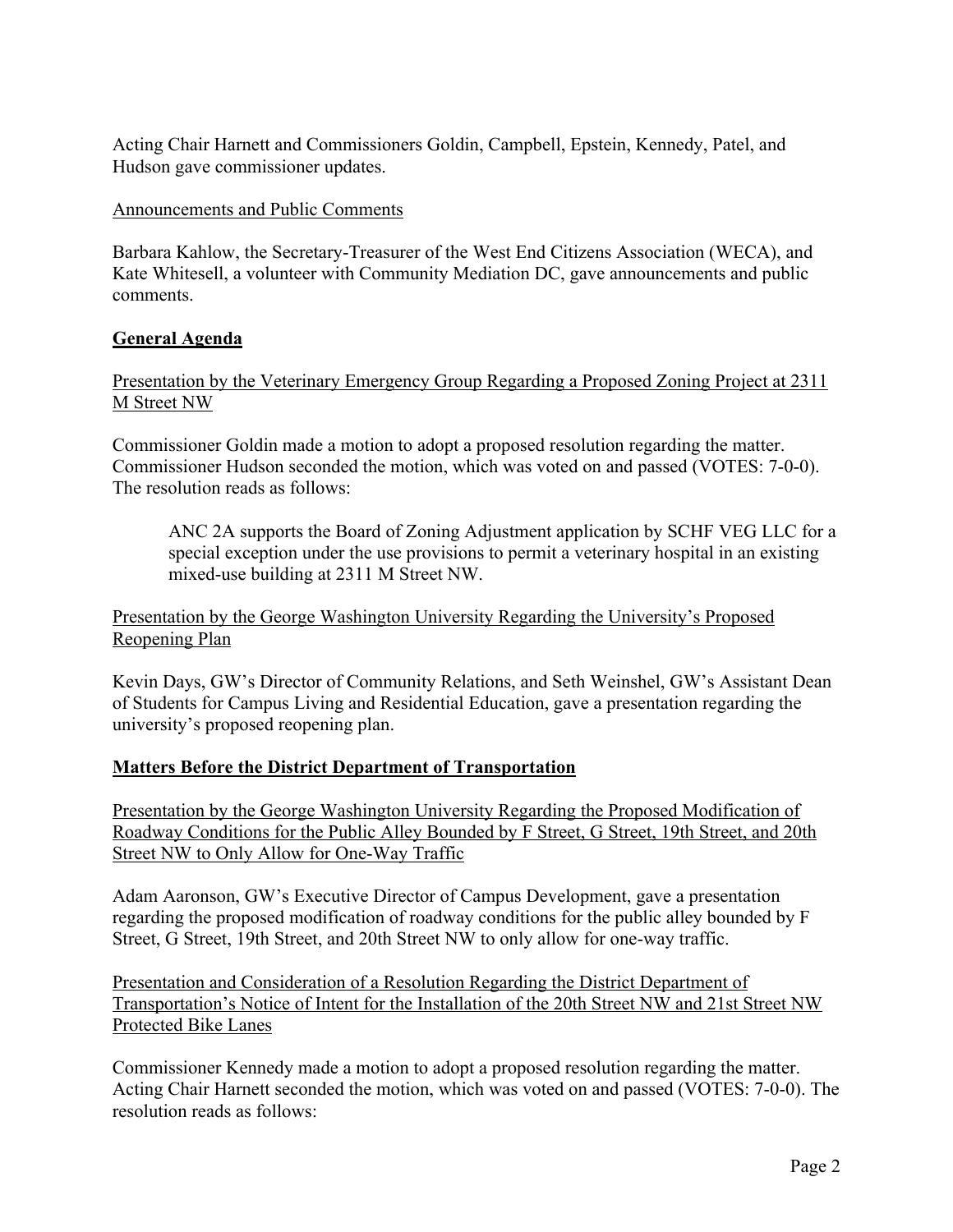Acting Chair Harnett and Commissioners Goldin, Campbell, Epstein, Kennedy, Patel, and Hudson gave commissioner updates.

Announcements and Public Comments

Barbara Kahlow, the Secretary-Treasurer of the West End Citizens Association (WECA), and Kate Whitesell, a volunteer with Community Mediation DC, gave announcements and public comments.

## General Agenda

Presentation by the Veterinary Emergency Group Regarding a Proposed Zoning Project at 2311 M Street NW

Commissioner Goldin made a motion to adopt a proposed resolution regarding the matter. Commissioner Hudson seconded the motion, which was voted on and passed (VOTES: 7-0-0). The resolution reads as follows:

> ANC 2A supports the Board of Zoning Adjustment application by SCHF VEG LLC for a special exception under the use provisions to permit a veterinary hospital in an existing mixed-use building at 2311 M Street NW.

Presentation by the George Washington University Regarding the University's Proposed Reopening Plan

Kevin Days, GW's Director of Community Relations, and Seth Weinshel, GW's Assistant Dean of Students for Campus Living and Residential Education, gave a presentation regarding the university's proposed reopening plan.

## Matters Before the District Department of Transportation

Presentation by the George Washington University Regarding the Proposed Modification of Roadway Conditions for the Public Alley Bounded by F Street, G Street, 19th Street, and 20th Street NW to Only Allow for One-Way Traffic

Adam Aaronson, GW's Executive Director of Campus Development, gave a presentation regarding the proposed modification of roadway conditions for the public alley bounded by F Street, G Street, 19th Street, and 20th Street NW to only allow for one-way traffic.

Presentation and Consideration of a Resolution Regarding the District Department of Transportation's Notice of Intent for the Installation of the 20th Street NW and 21st Street NW Protected Bike Lanes

Commissioner Kennedy made a motion to adopt a proposed resolution regarding the matter. Acting Chair Harnett seconded the motion, which was voted on and passed (VOTES: 7-0-0). The resolution reads as follows: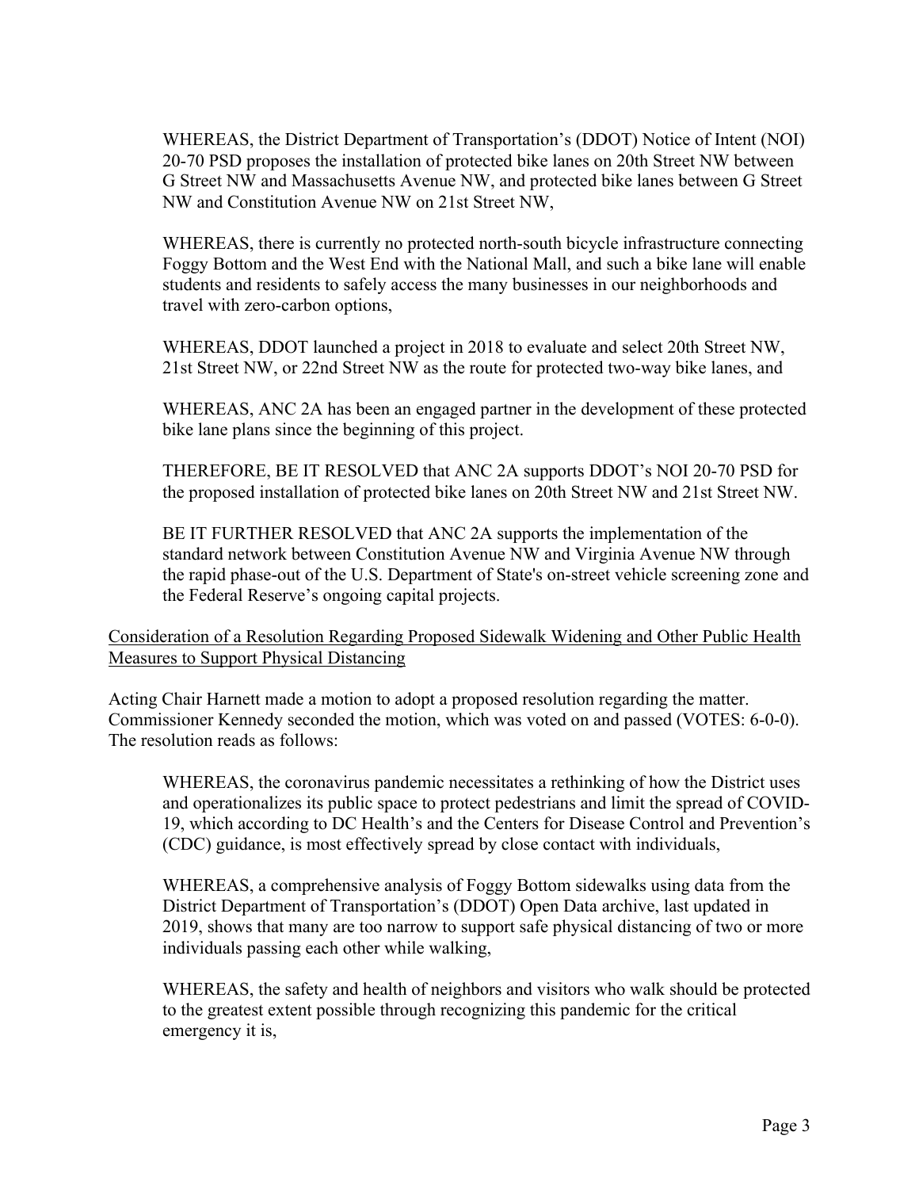WHEREAS, the District Department of Transportation's (DDOT) Notice of Intent (NOI) 20-70 PSD proposes the installation of protected bike lanes on 20th Street NW between G Street NW and Massachusetts Avenue NW, and protected bike lanes between G Street NW and Constitution Avenue NW on 21st Street NW,

WHEREAS, there is currently no protected north-south bicycle infrastructure connecting Foggy Bottom and the West End with the National Mall, and such a bike lane will enable students and residents to safely access the many businesses in our neighborhoods and travel with zero-carbon options,

WHEREAS, DDOT launched a project in 2018 to evaluate and select 20th Street NW, 21st Street NW, or 22nd Street NW as the route for protected two-way bike lanes, and

WHEREAS, ANC 2A has been an engaged partner in the development of these protected bike lane plans since the beginning of this project.

THEREFORE, BE IT RESOLVED that ANC 2A supports DDOT's NOI 20-70 PSD for the proposed installation of protected bike lanes on 20th Street NW and 21st Street NW.

BE IT FURTHER RESOLVED that ANC 2A supports the implementation of the standard network between Constitution Avenue NW and Virginia Avenue NW through the rapid phase-out of the U.S. Department of State's on-street vehicle screening zone and the Federal Reserve's ongoing capital projects.

<u>Consideration of a Resolution Regarding Proposed Sidewalk Widening and Other Public Health Measures to Support Physical Distancing</u>

Acting Chair Harnett made a motion to adopt a proposed resolution regarding the matter. Commissioner Kennedy seconded the motion, which was voted on and passed (VOTES: 6-0-0). The resolution reads as follows:

WHEREAS, the coronavirus pandemic necessitates a rethinking of how the District uses and operationalizes its public space to protect pedestrians and limit the spread of COVID-19, which according to DC Health's and the Centers for Disease Control and Prevention's (CDC) guidance, is most effectively spread by close contact with individuals,

WHEREAS, a comprehensive analysis of Foggy Bottom sidewalks using data from the District Department of Transportation's (DDOT) Open Data archive, last updated in 2019, shows that many are too narrow to support safe physical distancing of two or more individuals passing each other while walking,

WHEREAS, the safety and health of neighbors and visitors who walk should be protected to the greatest extent possible through recognizing this pandemic for the critical emergency it is,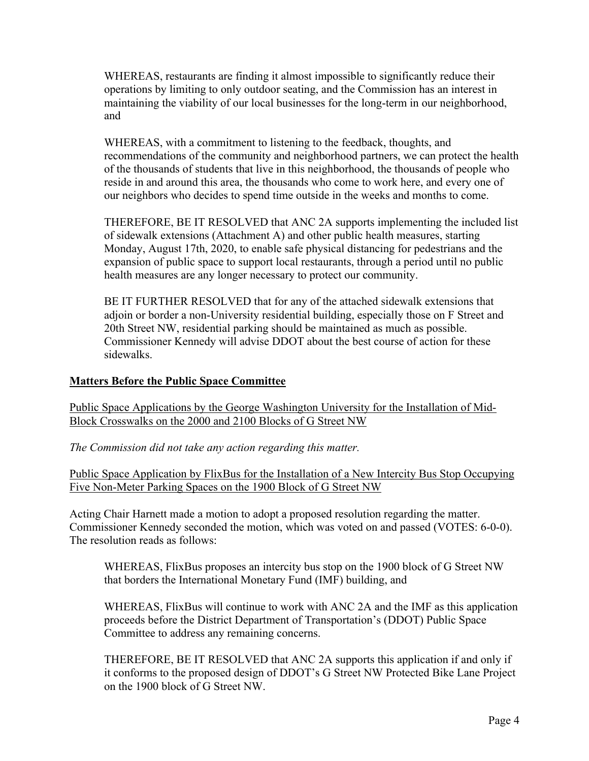WHEREAS, restaurants are finding it almost impossible to significantly reduce their operations by limiting to only outdoor seating, and the Commission has an interest in maintaining the viability of our local businesses for the long-term in our neighborhood, and

WHEREAS, with a commitment to listening to the feedback, thoughts, and recommendations of the community and neighborhood partners, we can protect the health of the thousands of students that live in this neighborhood, the thousands of people who reside in and around this area, the thousands who come to work here, and every one of our neighbors who decides to spend time outside in the weeks and months to come.

THEREFORE, BE IT RESOLVED that ANC 2A supports implementing the included list of sidewalk extensions (Attachment A) and other public health measures, starting Monday, August 17th, 2020, to enable safe physical distancing for pedestrians and the expansion of public space to support local restaurants, through a period until no public health measures are any longer necessary to protect our community.

BE IT FURTHER RESOLVED that for any of the attached sidewalk extensions that adjoin or border a non-University residential building, especially those on F Street and 20th Street NW, residential parking should be maintained as much as possible. Commissioner Kennedy will advise DDOT about the best course of action for these sidewalks.

## Matters Before the Public Space Committee

Public Space Applications by the George Washington University for the Installation of Mid-Block Crosswalks on the 2000 and 2100 Blocks of G Street NW

*The Commission did not take any action regarding this matter.*

Public Space Application by FlixBus for the Installation of a New Intercity Bus Stop Occupying Five Non-Meter Parking Spaces on the 1900 Block of G Street NW

Acting Chair Harnett made a motion to adopt a proposed resolution regarding the matter. Commissioner Kennedy seconded the motion, which was voted on and passed (VOTES: 6-0-0). The resolution reads as follows:

WHEREAS, FlixBus proposes an intercity bus stop on the 1900 block of G Street NW that borders the International Monetary Fund (IMF) building, and

WHEREAS, FlixBus will continue to work with ANC 2A and the IMF as this application proceeds before the District Department of Transportation's (DDOT) Public Space Committee to address any remaining concerns.

THEREFORE, BE IT RESOLVED that ANC 2A supports this application if and only if it conforms to the proposed design of DDOT's G Street NW Protected Bike Lane Project on the 1900 block of G Street NW.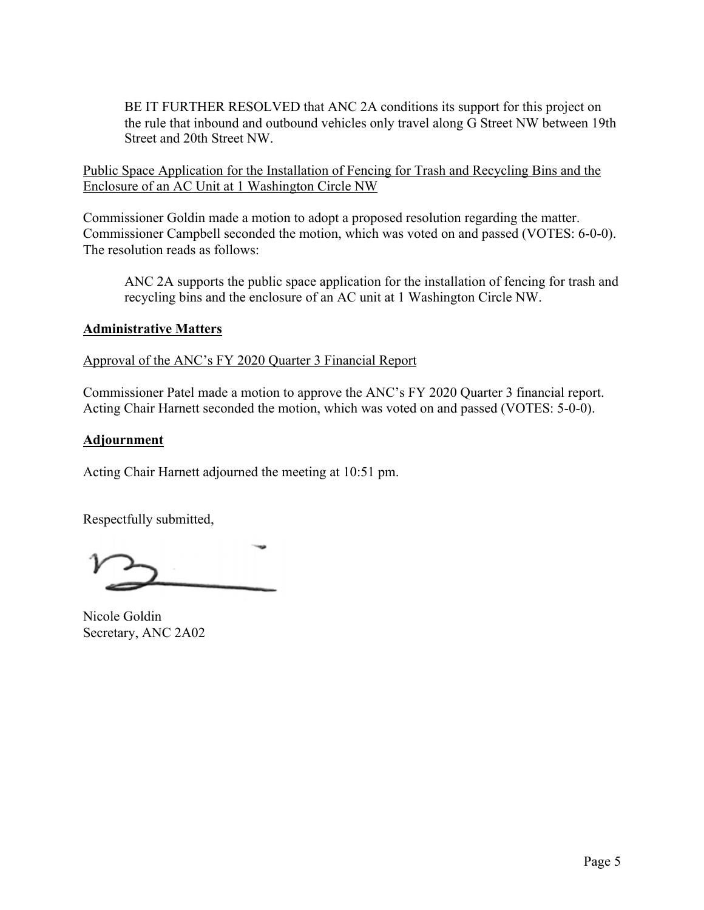BE IT FURTHER RESOLVED that ANC 2A conditions its support for this project on the rule that inbound and outbound vehicles only travel along G Street NW between 19th Street and 20th Street NW.

<u>Public Space Application for the Installation of Fencing for Trash and Recycling Bins and the Enclosure of an AC Unit at 1 Washington Circle NW</u>

Commissioner Goldin made a motion to adopt a proposed resolution regarding the matter. Commissioner Campbell seconded the motion, which was voted on and passed (VOTES: 6-0-0). The resolution reads as follows:

ANC 2A supports the public space application for the installation of fencing for trash and recycling bins and the enclosure of an AC unit at 1 Washington Circle NW.

**<u>Administrative Matters</u>**

<u>Approval of the ANC's FY 2020 Quarter 3 Financial Report</u>

Commissioner Patel made a motion to approve the ANC's FY 2020 Quarter 3 financial report. Acting Chair Harnett seconded the motion, which was voted on and passed (VOTES: 5-0-0).

**<u>Adjournment</u>**

Acting Chair Harnett adjourned the meeting at 10:51 pm.

Respectfully submitted,

Nicole Goldin
Secretary, ANC 2A02